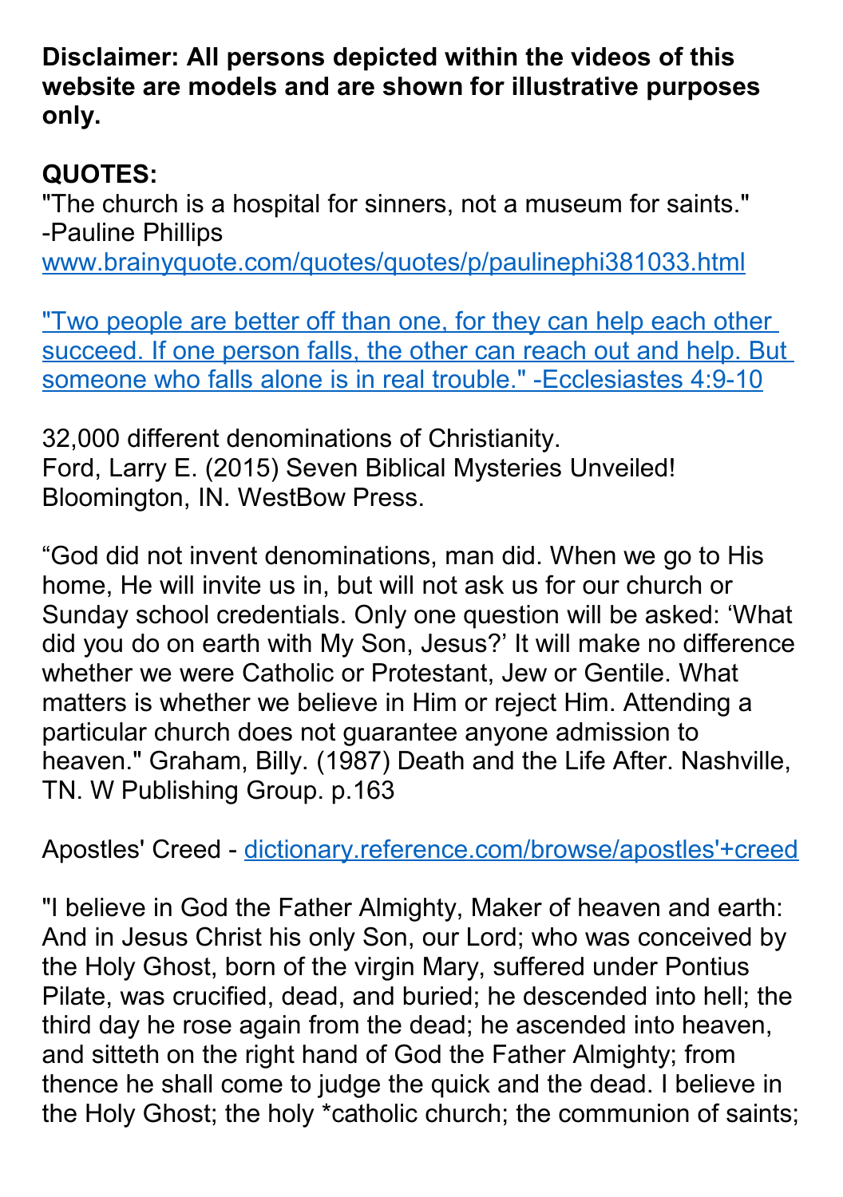**Disclaimer: All persons depicted within the videos of this website are models and are shown for illustrative purposes only.**

**QUOTES:**
"The church is a hospital for sinners, not a museum for saints." -Pauline Phillips
www.brainyquote.com/quotes/quotes/p/paulinephi381033.html

"Two people are better off than one, for they can help each other succeed. If one person falls, the other can reach out and help. But someone who falls alone is in real trouble." -Ecclesiastes 4:9-10

32,000 different denominations of Christianity.
Ford, Larry E. (2015) Seven Biblical Mysteries Unveiled! Bloomington, IN. WestBow Press.

“God did not invent denominations, man did. When we go to His home, He will invite us in, but will not ask us for our church or Sunday school credentials. Only one question will be asked: ‘What did you do on earth with My Son, Jesus?’ It will make no difference whether we were Catholic or Protestant, Jew or Gentile. What matters is whether we believe in Him or reject Him. Attending a particular church does not guarantee anyone admission to heaven." Graham, Billy. (1987) Death and the Life After. Nashville, TN. W Publishing Group. p.163

Apostles' Creed - dictionary.reference.com/browse/apostles'+creed

"I believe in God the Father Almighty, Maker of heaven and earth: And in Jesus Christ his only Son, our Lord; who was conceived by the Holy Ghost, born of the virgin Mary, suffered under Pontius Pilate, was crucified, dead, and buried; he descended into hell; the third day he rose again from the dead; he ascended into heaven, and sitteth on the right hand of God the Father Almighty; from thence he shall come to judge the quick and the dead. I believe in the Holy Ghost; the holy *catholic church; the communion of saints;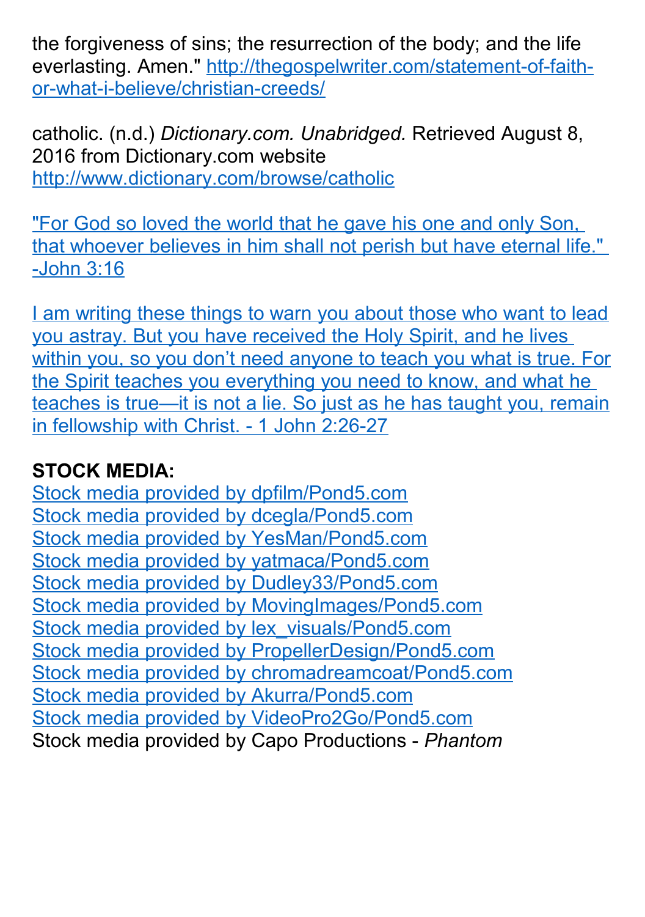the forgiveness of sins; the resurrection of the body; and the life everlasting. Amen." http://thegospelwriter.com/statement-of-faith-or-what-i-believe/christian-creeds/

catholic. (n.d.) *Dictionary.com. Unabridged.* Retrieved August 8, 2016 from Dictionary.com website http://www.dictionary.com/browse/catholic

"For God so loved the world that he gave his one and only Son, that whoever believes in him shall not perish but have eternal life." -John 3:16

I am writing these things to warn you about those who want to lead you astray. But you have received the Holy Spirit, and he lives within you, so you don't need anyone to teach you what is true. For the Spirit teaches you everything you need to know, and what he teaches is true—it is not a lie. So just as he has taught you, remain in fellowship with Christ. - 1 John 2:26-27

**STOCK MEDIA:**

Stock media provided by dpfilm/Pond5.com
Stock media provided by dcegla/Pond5.com
Stock media provided by YesMan/Pond5.com
Stock media provided by yatmaca/Pond5.com
Stock media provided by Dudley33/Pond5.com
Stock media provided by MovingImages/Pond5.com
Stock media provided by lex_visuals/Pond5.com
Stock media provided by PropellerDesign/Pond5.com
Stock media provided by chromadreamcoat/Pond5.com
Stock media provided by Akurra/Pond5.com
Stock media provided by VideoPro2Go/Pond5.com
Stock media provided by Capo Productions - *Phantom*